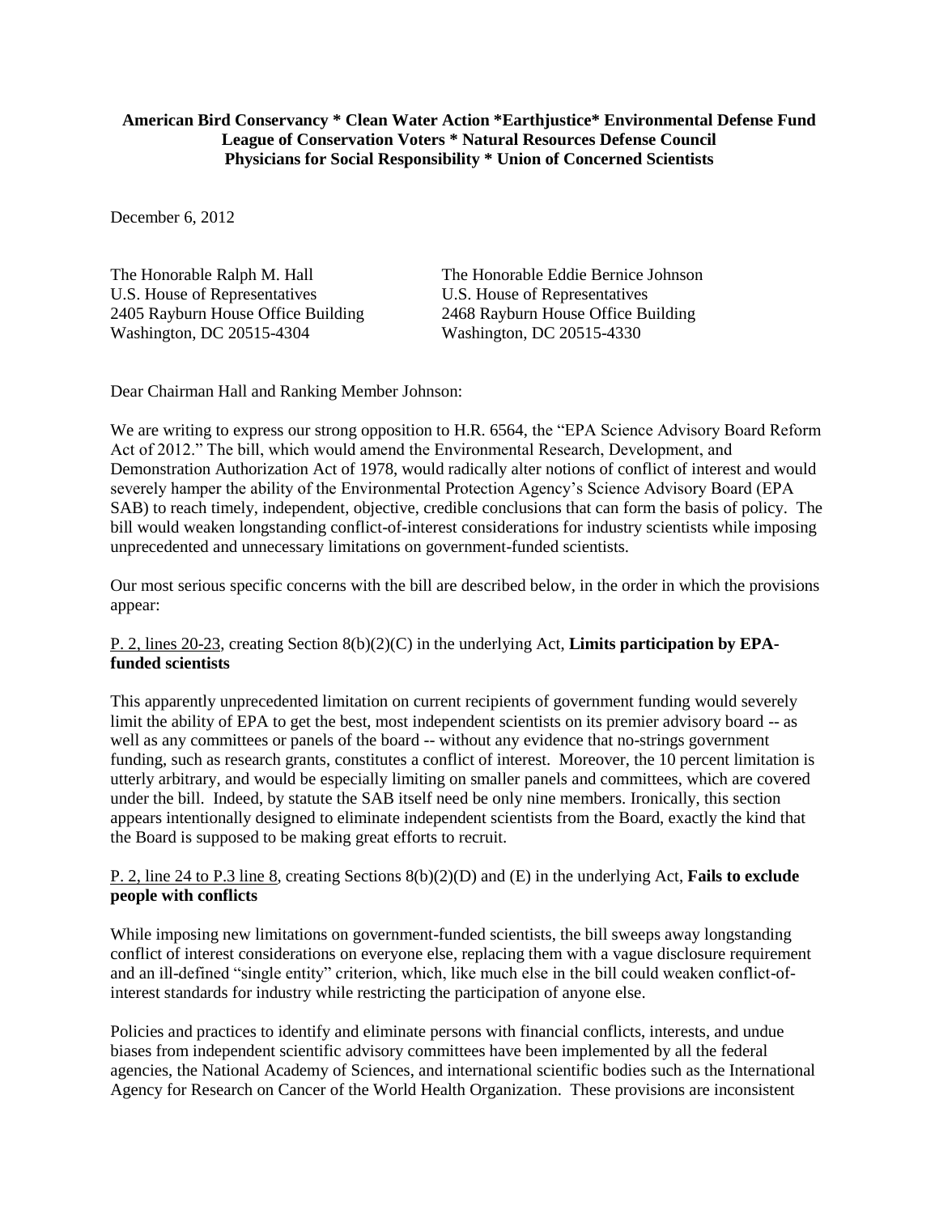**American Bird Conservancy * Clean Water Action *Earthjustice* Environmental Defense Fund**
**League of Conservation Voters * Natural Resources Defense Council**
**Physicians for Social Responsibility * Union of Concerned Scientists**

December 6, 2012

The Honorable Ralph M. Hall
U.S. House of Representatives
2405 Rayburn House Office Building
Washington, DC 20515-4304

The Honorable Eddie Bernice Johnson
U.S. House of Representatives
2468 Rayburn House Office Building
Washington, DC 20515-4330

Dear Chairman Hall and Ranking Member Johnson:

We are writing to express our strong opposition to H.R. 6564, the "EPA Science Advisory Board Reform Act of 2012." The bill, which would amend the Environmental Research, Development, and Demonstration Authorization Act of 1978, would radically alter notions of conflict of interest and would severely hamper the ability of the Environmental Protection Agency's Science Advisory Board (EPA SAB) to reach timely, independent, objective, credible conclusions that can form the basis of policy. The bill would weaken longstanding conflict-of-interest considerations for industry scientists while imposing unprecedented and unnecessary limitations on government-funded scientists.

Our most serious specific concerns with the bill are described below, in the order in which the provisions appear:

P. 2, lines 20-23, creating Section 8(b)(2)(C) in the underlying Act, **Limits participation by EPA-funded scientists**

This apparently unprecedented limitation on current recipients of government funding would severely limit the ability of EPA to get the best, most independent scientists on its premier advisory board -- as well as any committees or panels of the board -- without any evidence that no-strings government funding, such as research grants, constitutes a conflict of interest. Moreover, the 10 percent limitation is utterly arbitrary, and would be especially limiting on smaller panels and committees, which are covered under the bill. Indeed, by statute the SAB itself need be only nine members. Ironically, this section appears intentionally designed to eliminate independent scientists from the Board, exactly the kind that the Board is supposed to be making great efforts to recruit.

P. 2, line 24 to P.3 line 8, creating Sections 8(b)(2)(D) and (E) in the underlying Act, **Fails to exclude people with conflicts**

While imposing new limitations on government-funded scientists, the bill sweeps away longstanding conflict of interest considerations on everyone else, replacing them with a vague disclosure requirement and an ill-defined "single entity" criterion, which, like much else in the bill could weaken conflict-of-interest standards for industry while restricting the participation of anyone else.

Policies and practices to identify and eliminate persons with financial conflicts, interests, and undue biases from independent scientific advisory committees have been implemented by all the federal agencies, the National Academy of Sciences, and international scientific bodies such as the International Agency for Research on Cancer of the World Health Organization. These provisions are inconsistent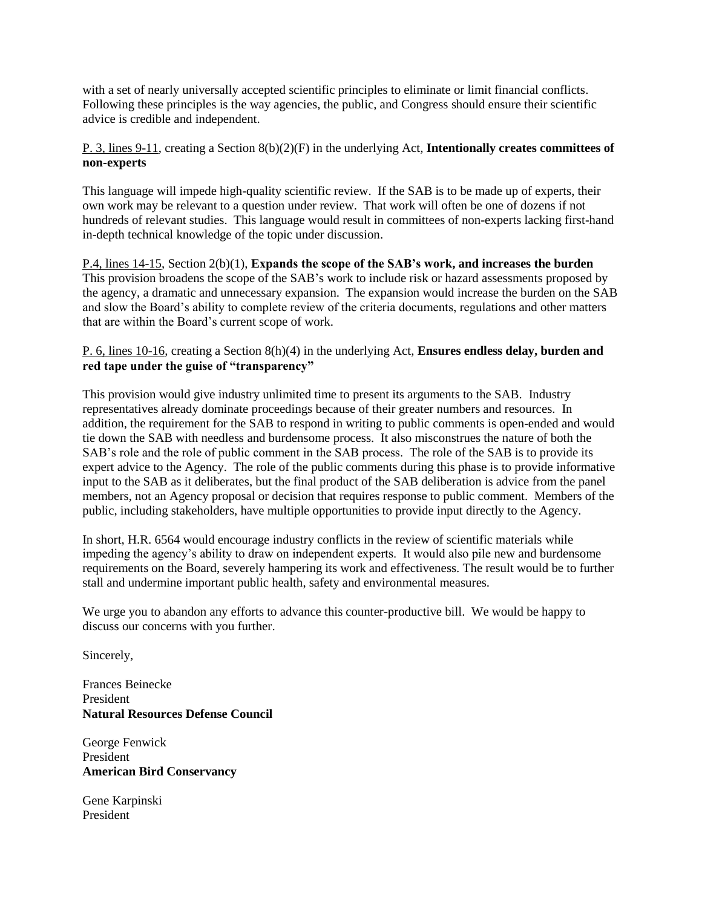with a set of nearly universally accepted scientific principles to eliminate or limit financial conflicts. Following these principles is the way agencies, the public, and Congress should ensure their scientific advice is credible and independent.

P. 3, lines 9-11, creating a Section 8(b)(2)(F) in the underlying Act, **Intentionally creates committees of non-experts**

This language will impede high-quality scientific review. If the SAB is to be made up of experts, their own work may be relevant to a question under review. That work will often be one of dozens if not hundreds of relevant studies. This language would result in committees of non-experts lacking first-hand in-depth technical knowledge of the topic under discussion.

P.4, lines 14-15, Section 2(b)(1), **Expands the scope of the SAB's work, and increases the burden**
This provision broadens the scope of the SAB's work to include risk or hazard assessments proposed by the agency, a dramatic and unnecessary expansion. The expansion would increase the burden on the SAB and slow the Board's ability to complete review of the criteria documents, regulations and other matters that are within the Board's current scope of work.

P. 6, lines 10-16, creating a Section 8(h)(4) in the underlying Act, **Ensures endless delay, burden and red tape under the guise of "transparency"**

This provision would give industry unlimited time to present its arguments to the SAB. Industry representatives already dominate proceedings because of their greater numbers and resources. In addition, the requirement for the SAB to respond in writing to public comments is open-ended and would tie down the SAB with needless and burdensome process. It also misconstrues the nature of both the SAB's role and the role of public comment in the SAB process. The role of the SAB is to provide its expert advice to the Agency. The role of the public comments during this phase is to provide informative input to the SAB as it deliberates, but the final product of the SAB deliberation is advice from the panel members, not an Agency proposal or decision that requires response to public comment. Members of the public, including stakeholders, have multiple opportunities to provide input directly to the Agency.

In short, H.R. 6564 would encourage industry conflicts in the review of scientific materials while impeding the agency's ability to draw on independent experts. It would also pile new and burdensome requirements on the Board, severely hampering its work and effectiveness. The result would be to further stall and undermine important public health, safety and environmental measures.

We urge you to abandon any efforts to advance this counter-productive bill. We would be happy to discuss our concerns with you further.

Sincerely,

Frances Beinecke
President
**Natural Resources Defense Council**

George Fenwick
President
**American Bird Conservancy**

Gene Karpinski
President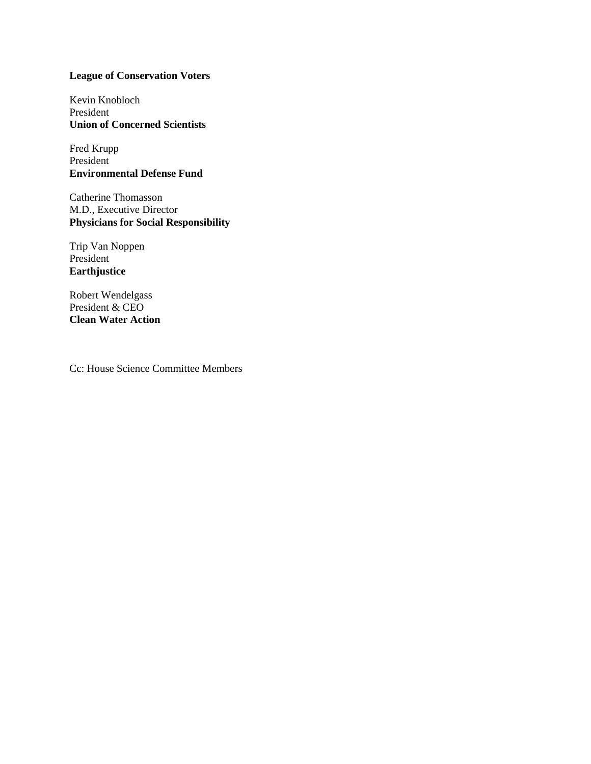**League of Conservation Voters**

Kevin Knobloch
President
**Union of Concerned Scientists**

Fred Krupp
President
**Environmental Defense Fund**

Catherine Thomasson
M.D., Executive Director
**Physicians for Social Responsibility**

Trip Van Noppen
President
**Earthjustice**

Robert Wendelgass
President & CEO
**Clean Water Action**

Cc: House Science Committee Members